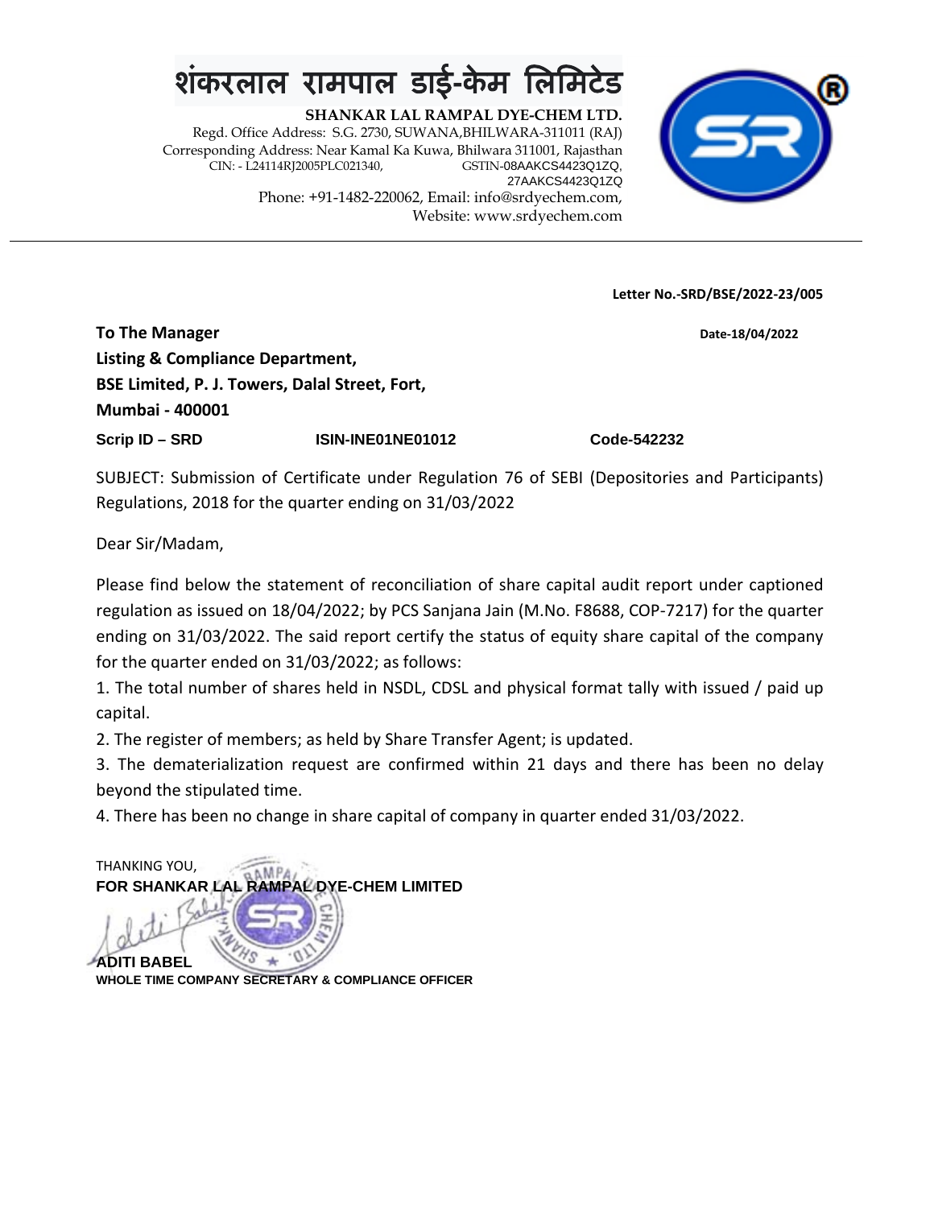# शंकरलाल रामपाल डाई-केम लिमिटेड

**SHANKAR LAL RAMPAL DYE-CHEM LTD.**

Regd. Office Address: S.G. 2730, SUWANA,BHILWARA-311011 (RAJ)
Corresponding Address: Near Kamal Ka Kuwa, Bhilwara 311001, Rajasthan
CIN: - L24114RJ2005PLC021340, GSTIN-08AAKCS4423Q1ZQ, 27AAKCS4423Q1ZQ
Phone: +91-1482-220062, Email: info@srdyechem.com,
Website: www.srdyechem.com

---

**Letter No.-SRD/BSE/2022-23/005**

**Date-18/04/2022**

**To The Manager**
**Listing & Compliance Department,**
**BSE Limited, P. J. Towers, Dalal Street, Fort,**
**Mumbai - 400001**

**Scrip ID – SRD** **ISIN-INE01NE01012** **Code-542232**

SUBJECT: Submission of Certificate under Regulation 76 of SEBI (Depositories and Participants) Regulations, 2018 for the quarter ending on 31/03/2022

Dear Sir/Madam,

Please find below the statement of reconciliation of share capital audit report under captioned regulation as issued on 18/04/2022; by PCS Sanjana Jain (M.No. F8688, COP-7217) for the quarter ending on 31/03/2022. The said report certify the status of equity share capital of the company for the quarter ended on 31/03/2022; as follows:

1. The total number of shares held in NSDL, CDSL and physical format tally with issued / paid up capital.
2. The register of members; as held by Share Transfer Agent; is updated.
3. The dematerialization request are confirmed within 21 days and there has been no delay beyond the stipulated time.
4. There has been no change in share capital of company in quarter ended 31/03/2022.

THANKING YOU,
**FOR SHANKAR LAL RAMPAL DYE-CHEM LIMITED**

**ADITI BABEL**
**WHOLE TIME COMPANY SECRETARY & COMPLIANCE OFFICER**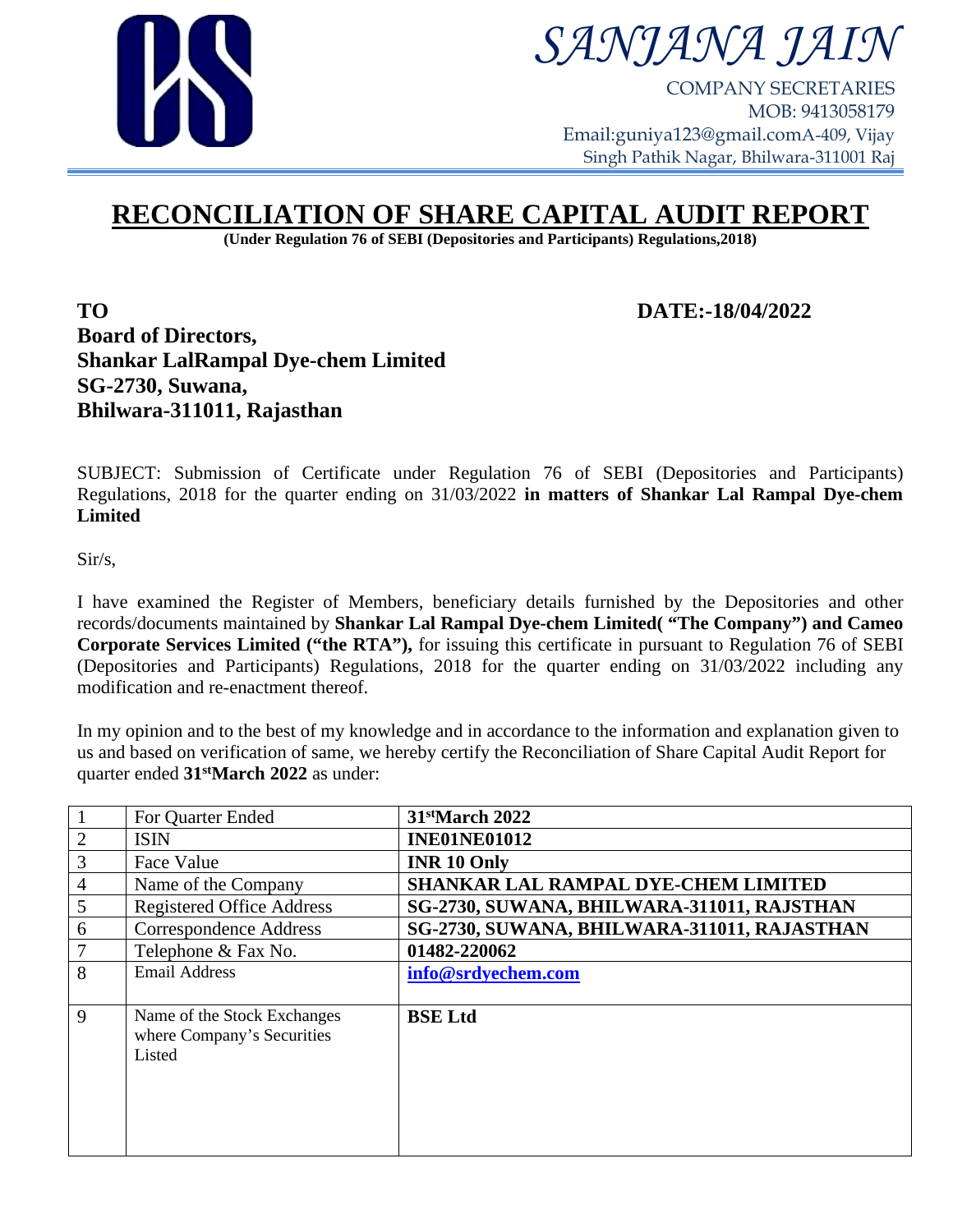SANJANA JAIN

COMPANY SECRETARIES
MOB: 9413058179
Email:guniya123@gmail.comA-409, Vijay Singh Pathik Nagar, Bhilwara-311001 Raj

# RECONCILIATION OF SHARE CAPITAL AUDIT REPORT

**(Under Regulation 76 of SEBI (Depositories and Participants) Regulations,2018)**

**TO** **DATE:-18/04/2022**

**Board of Directors,**
**Shankar LalRampal Dye-chem Limited**
**SG-2730, Suwana,**
**Bhilwara-311011, Rajasthan**

SUBJECT: Submission of Certificate under Regulation 76 of SEBI (Depositories and Participants) Regulations, 2018 for the quarter ending on 31/03/2022 **in matters of Shankar Lal Rampal Dye-chem Limited**

Sir/s,

I have examined the Register of Members, beneficiary details furnished by the Depositories and other records/documents maintained by **Shankar Lal Rampal Dye-chem Limited( "The Company") and Cameo Corporate Services Limited ("the RTA"),** for issuing this certificate in pursuant to Regulation 76 of SEBI (Depositories and Participants) Regulations, 2018 for the quarter ending on 31/03/2022 including any modification and re-enactment thereof.

In my opinion and to the best of my knowledge and in accordance to the information and explanation given to us and based on verification of same, we hereby certify the Reconciliation of Share Capital Audit Report for quarter ended **31stMarch 2022** as under:

| | | |
|---|---|---|
| 1 | For Quarter Ended | **31stMarch 2022** |
| 2 | ISIN | **INE01NE01012** |
| 3 | Face Value | **INR 10 Only** |
| 4 | Name of the Company | **SHANKAR LAL RAMPAL DYE-CHEM LIMITED** |
| 5 | Registered Office Address | **SG-2730, SUWANA, BHILWARA-311011, RAJSTHAN** |
| 6 | Correspondence Address | **SG-2730, SUWANA, BHILWARA-311011, RAJASTHAN** |
| 7 | Telephone & Fax No. | **01482-220062** |
| 8 | Email Address | **info@srdyechem.com** |
| 9 | Name of the Stock Exchanges where Company's Securities Listed | **BSE Ltd** |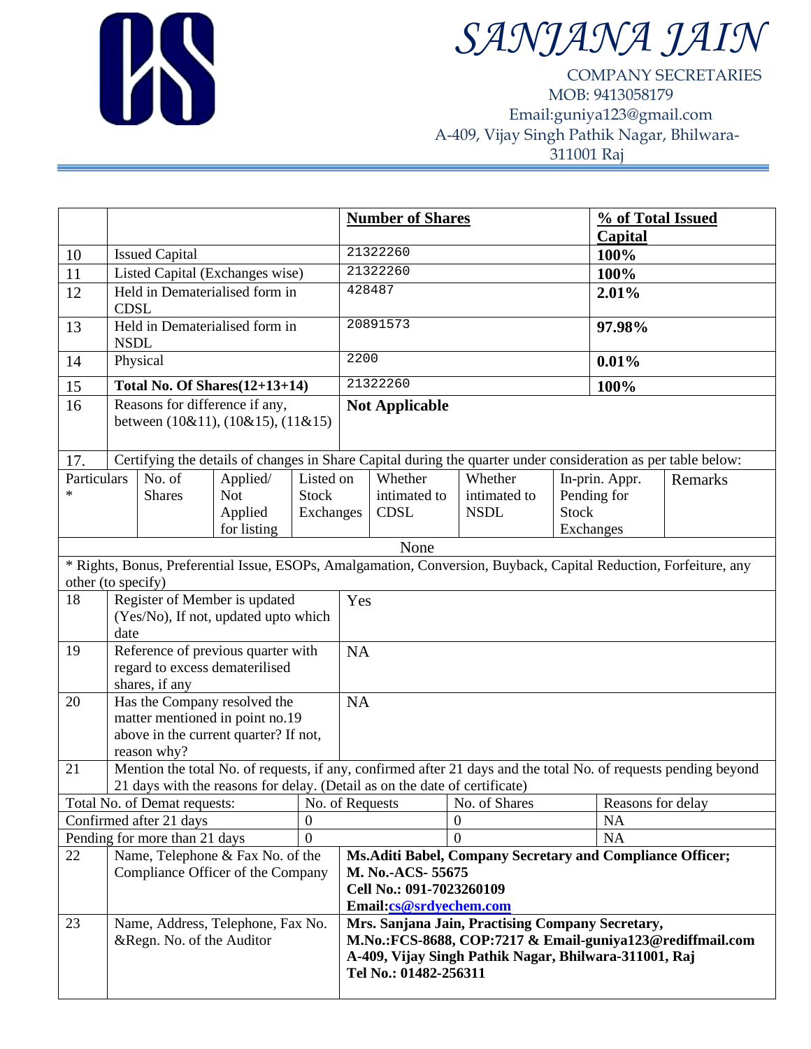# SANJANA JAIN

COMPANY SECRETARIES
MOB: 9413058179
Email:guniya123@gmail.com
A-409, Vijay Singh Pathik Nagar, Bhilwara-311001 Raj

| | | **Number of Shares** | **% of Total Issued Capital** |
|---|---|---|---|
| 10 | Issued Capital | 21322260 | **100%** |
| 11 | Listed Capital (Exchanges wise) | 21322260 | **100%** |
| 12 | Held in Dematerialised form in CDSL | 428487 | **2.01%** |
| 13 | Held in Dematerialised form in NSDL | 20891573 | **97.98%** |
| 14 | Physical | 2200 | **0.01%** |
| 15 | **Total No. Of Shares(12+13+14)** | 21322260 | **100%** |
| 16 | Reasons for difference if any, between (10&11), (10&15), (11&15) | **Not Applicable** | |

17. Certifying the details of changes in Share Capital during the quarter under consideration as per table below:

| Particulars * | No. of Shares | Applied/ Not Applied for listing | Listed on Stock Exchanges | Whether intimated to CDSL | Whether intimated to NSDL | In-prin. Appr. Pending for Stock Exchanges | Remarks |
|---|---|---|---|---|---|---|---|
| None | | | | | | | |

* Rights, Bonus, Preferential Issue, ESOPs, Amalgamation, Conversion, Buyback, Capital Reduction, Forfeiture, any other (to specify)

| | | |
|---|---|---|
| 18 | Register of Member is updated (Yes/No), If not, updated upto which date | Yes |
| 19 | Reference of previous quarter with regard to excess dematerilised shares, if any | NA |
| 20 | Has the Company resolved the matter mentioned in point no.19 above in the current quarter? If not, reason why? | NA |

21. Mention the total No. of requests, if any, confirmed after 21 days and the total No. of requests pending beyond 21 days with the reasons for delay. (Detail as on the date of certificate)

| Total No. of Demat requests: | No. of Requests | No. of Shares | Reasons for delay |
|---|---|---|---|
| Confirmed after 21 days | 0 | 0 | NA |
| Pending for more than 21 days | 0 | 0 | NA |

| | | |
|---|---|---|
| 22 | Name, Telephone & Fax No. of the Compliance Officer of the Company | **Ms.Aditi Babel, Company Secretary and Compliance Officer; M. No.-ACS- 55675 Cell No.: 091-7023260109 Email:cs@srdyechem.com** |
| 23 | Name, Address, Telephone, Fax No. &Regn. No. of the Auditor | **Mrs. Sanjana Jain, Practising Company Secretary, M.No.:FCS-8688, COP:7217 & Email-guniya123@rediffmail.com A-409, Vijay Singh Pathik Nagar, Bhilwara-311001, Raj Tel No.: 01482-256311** |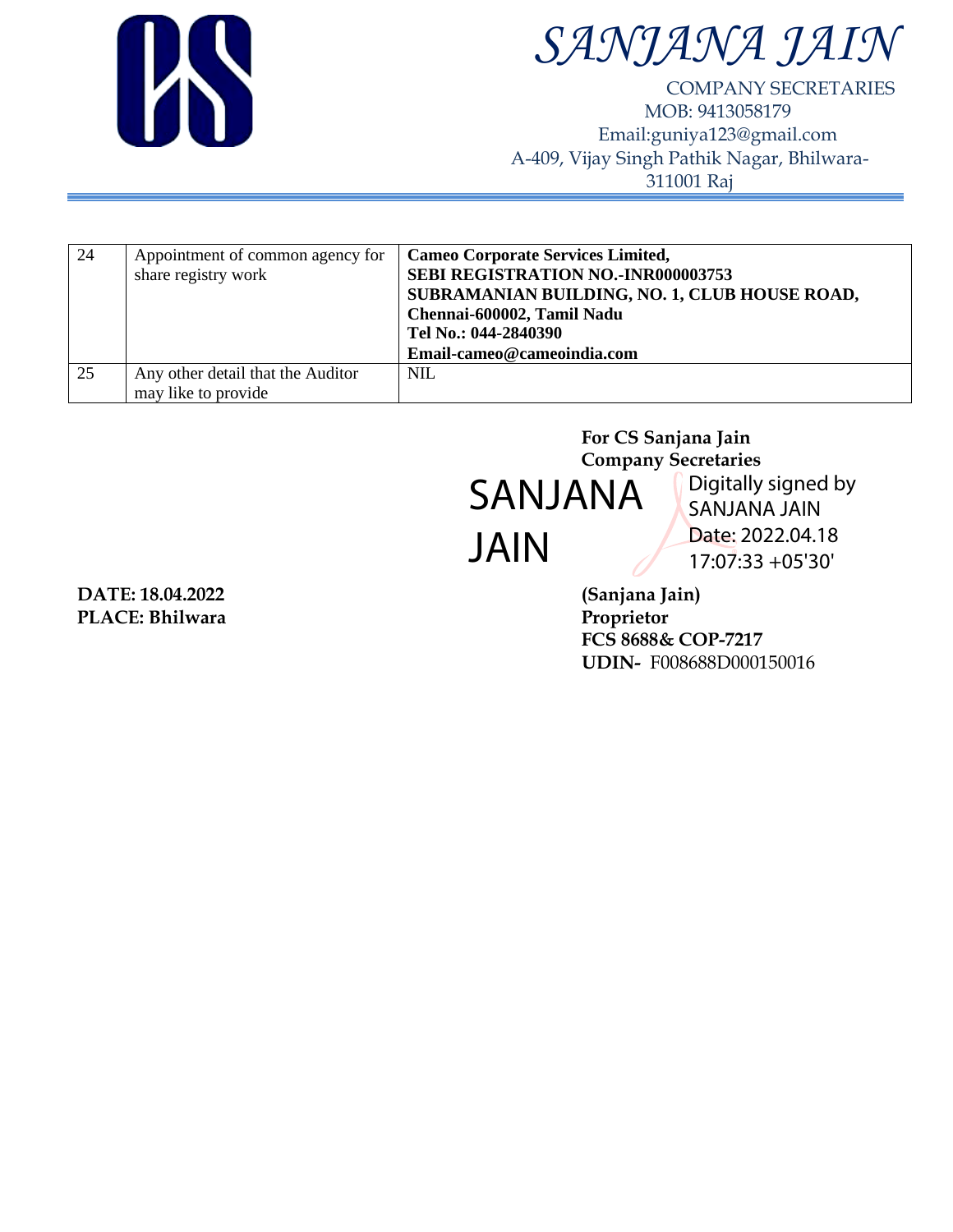| | | |
|---|---|---|
| 24 | Appointment of common agency for share registry work | **Cameo Corporate Services Limited,**<br>**SEBI REGISTRATION NO.-INR000003753**<br>**SUBRAMANIAN BUILDING, NO. 1, CLUB HOUSE ROAD,**<br>**Chennai-600002, Tamil Nadu**<br>**Tel No.: 044-2840390**<br>**Email-cameo@cameoindia.com** |
| 25 | Any other detail that the Auditor may like to provide | NIL |

**For CS Sanjana Jain**
**Company Secretaries**

SANJANA JAIN

Digitally signed by SANJANA JAIN
Date: 2022.04.18 17:07:33 +05'30'

**DATE: 18.04.2022**
**PLACE: Bhilwara**

**(Sanjana Jain)**
**Proprietor**
**FCS 8688& COP-7217**
**UDIN-** F008688D000150016